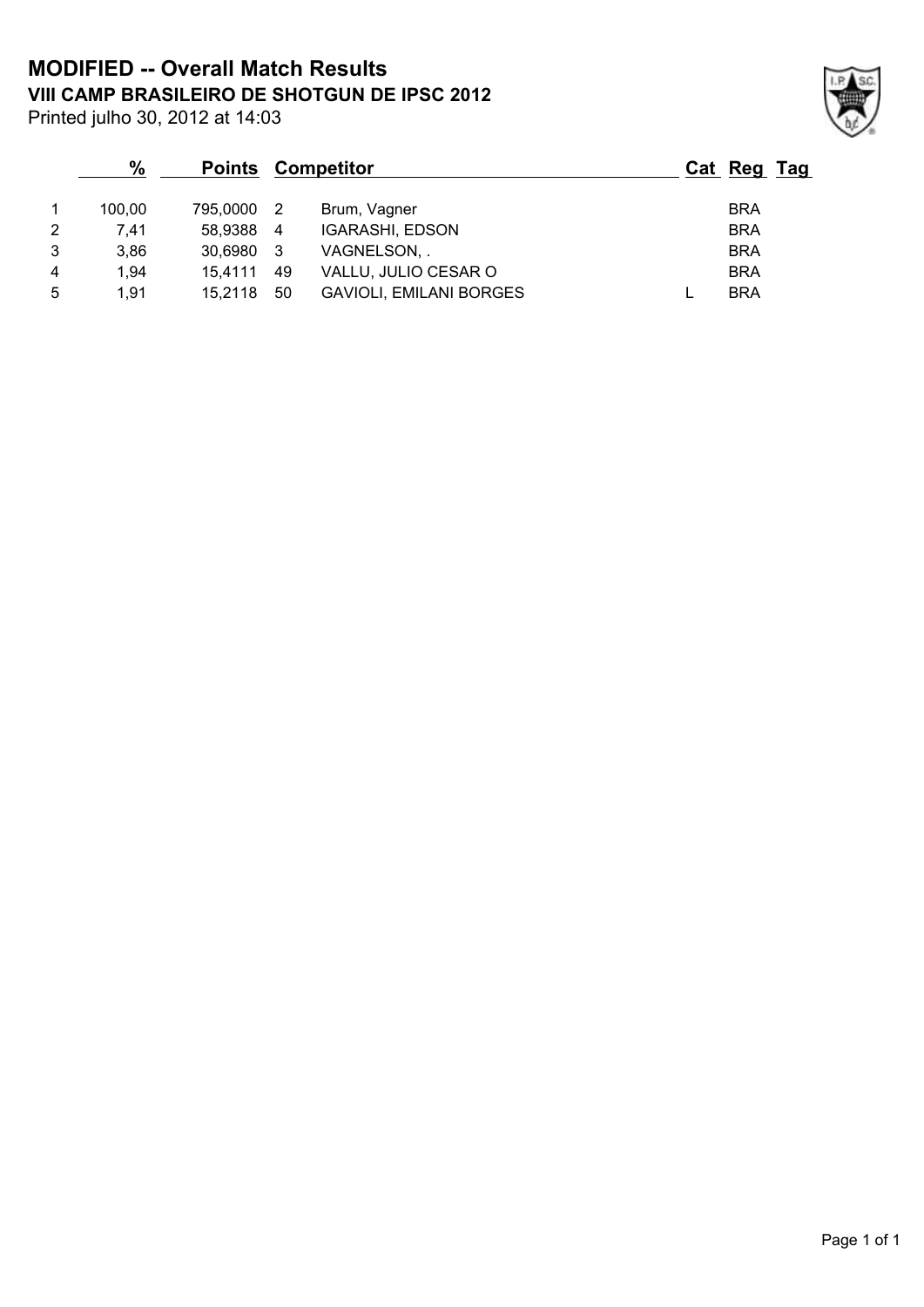# MODIFIED -- Overall Match Results

## VIII CAMP BRASILEIRO DE SHOTGUN DE IPSC 2012

Printed julho 30, 2012 at 14:03

| | % | Points | Competitor | | Cat | Reg | Tag |
|---|---|---|---|---|---|---|---|
| 1 | 100,00 | 795,0000 | 2 | Brum, Vagner | | BRA | |
| 2 | 7,41 | 58,9388 | 4 | IGARASHI, EDSON | | BRA | |
| 3 | 3,86 | 30,6980 | 3 | VAGNELSON, . | | BRA | |
| 4 | 1,94 | 15,4111 | 49 | VALLU, JULIO CESAR O | | BRA | |
| 5 | 1,91 | 15,2118 | 50 | GAVIOLI, EMILANI BORGES | L | BRA | |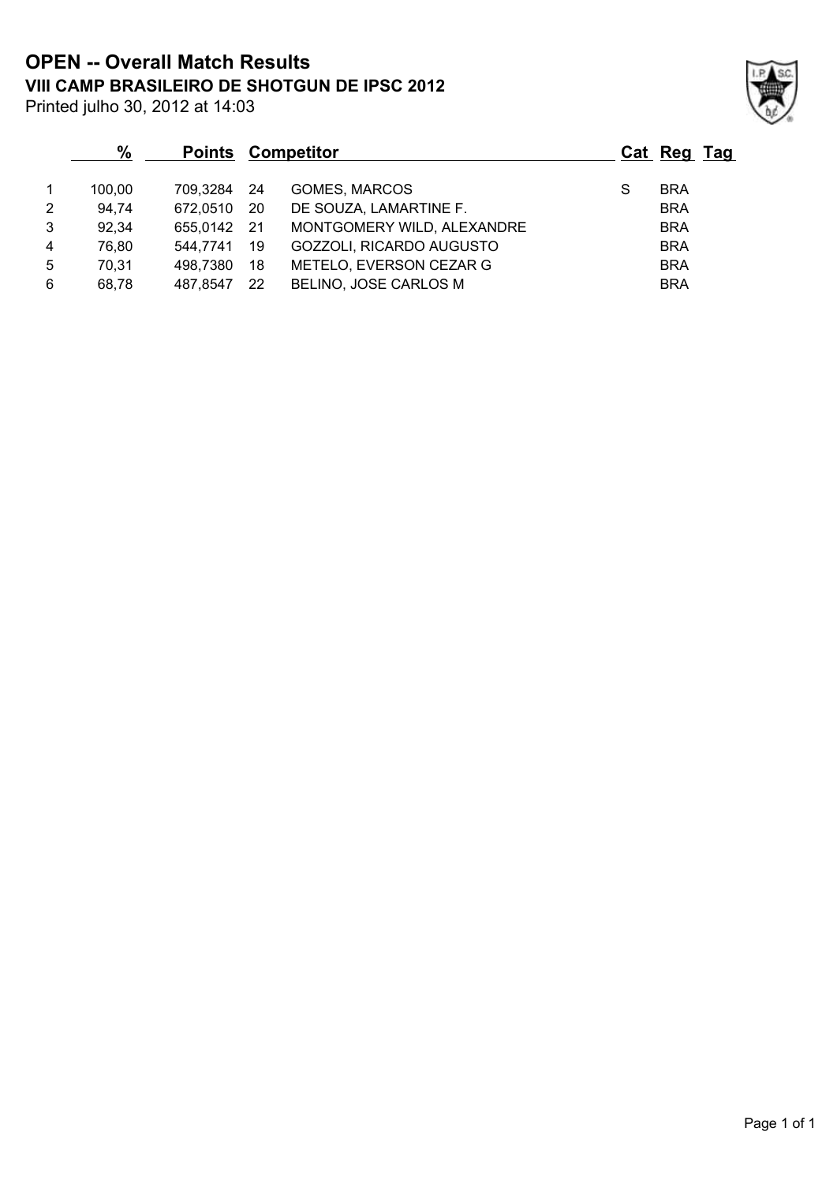# OPEN -- Overall Match Results

## VIII CAMP BRASILEIRO DE SHOTGUN DE IPSC 2012

Printed julho 30, 2012 at 14:03

| | % | Points | | Competitor | Cat | Reg | Tag |
|---|---|---|---|---|---|---|---|
| 1 | 100,00 | 709,3284 | 24 | GOMES, MARCOS | S | BRA | |
| 2 | 94,74 | 672,0510 | 20 | DE SOUZA, LAMARTINE F. | | BRA | |
| 3 | 92,34 | 655,0142 | 21 | MONTGOMERY WILD, ALEXANDRE | | BRA | |
| 4 | 76,80 | 544,7741 | 19 | GOZZOLI, RICARDO AUGUSTO | | BRA | |
| 5 | 70,31 | 498,7380 | 18 | METELO, EVERSON CEZAR G | | BRA | |
| 6 | 68,78 | 487,8547 | 22 | BELINO, JOSE CARLOS M | | BRA | |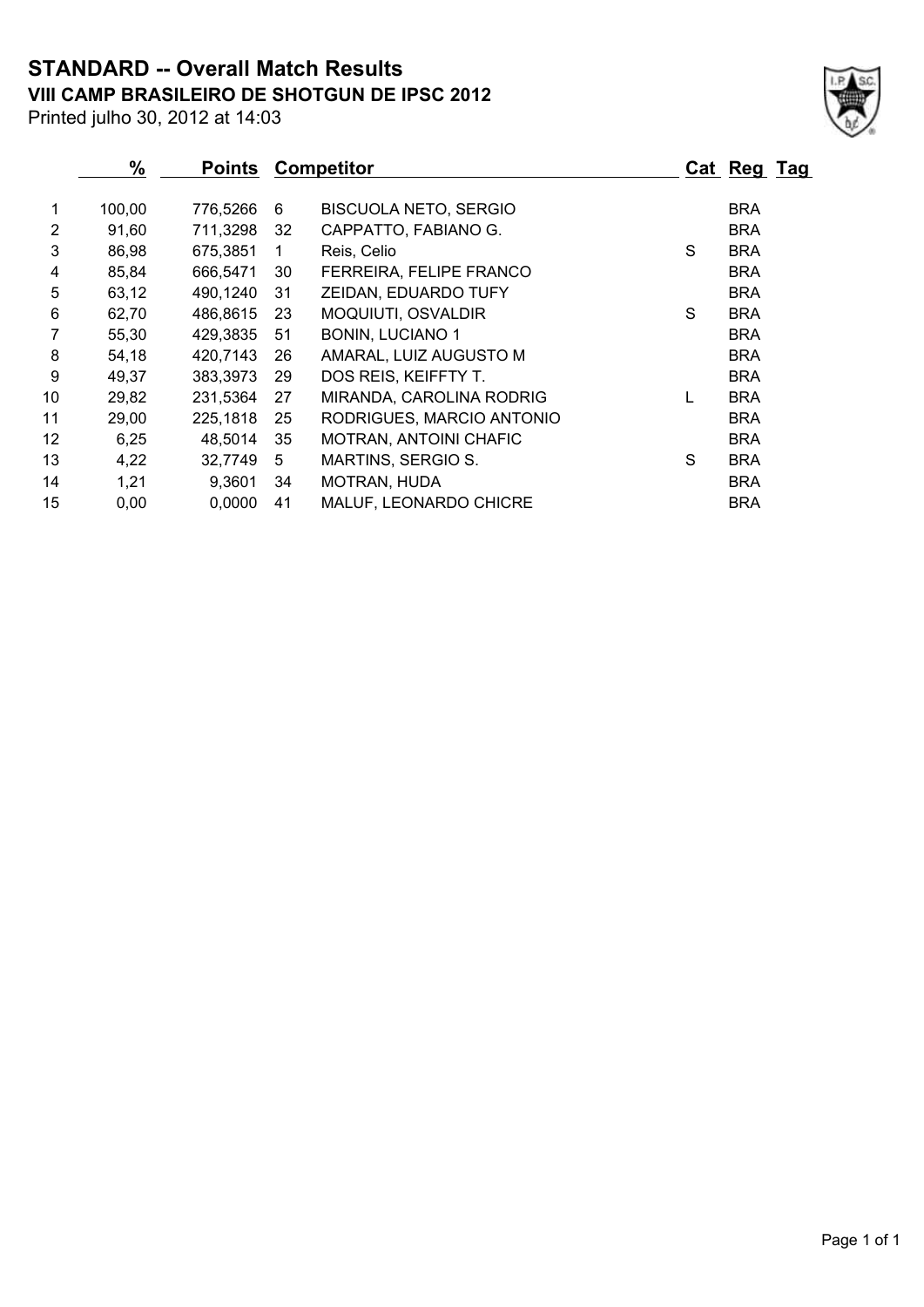# STANDARD -- Overall Match Results

## VIII CAMP BRASILEIRO DE SHOTGUN DE IPSC 2012

Printed julho 30, 2012 at 14:03

| | % | Points | | Competitor | Cat | Reg | Tag |
|---|---|---|---|---|---|---|---|
| 1 | 100,00 | 776,5266 | 6 | BISCUOLA NETO, SERGIO | | BRA | |
| 2 | 91,60 | 711,3298 | 32 | CAPPATTO, FABIANO G. | | BRA | |
| 3 | 86,98 | 675,3851 | 1 | Reis, Celio | S | BRA | |
| 4 | 85,84 | 666,5471 | 30 | FERREIRA, FELIPE FRANCO | | BRA | |
| 5 | 63,12 | 490,1240 | 31 | ZEIDAN, EDUARDO TUFY | | BRA | |
| 6 | 62,70 | 486,8615 | 23 | MOQUIUTI, OSVALDIR | S | BRA | |
| 7 | 55,30 | 429,3835 | 51 | BONIN, LUCIANO 1 | | BRA | |
| 8 | 54,18 | 420,7143 | 26 | AMARAL, LUIZ AUGUSTO M | | BRA | |
| 9 | 49,37 | 383,3973 | 29 | DOS REIS, KEIFFTY T. | | BRA | |
| 10 | 29,82 | 231,5364 | 27 | MIRANDA, CAROLINA RODRIG | L | BRA | |
| 11 | 29,00 | 225,1818 | 25 | RODRIGUES, MARCIO ANTONIO | | BRA | |
| 12 | 6,25 | 48,5014 | 35 | MOTRAN, ANTOINI CHAFIC | | BRA | |
| 13 | 4,22 | 32,7749 | 5 | MARTINS, SERGIO S. | S | BRA | |
| 14 | 1,21 | 9,3601 | 34 | MOTRAN, HUDA | | BRA | |
| 15 | 0,00 | 0,0000 | 41 | MALUF, LEONARDO CHICRE | | BRA | |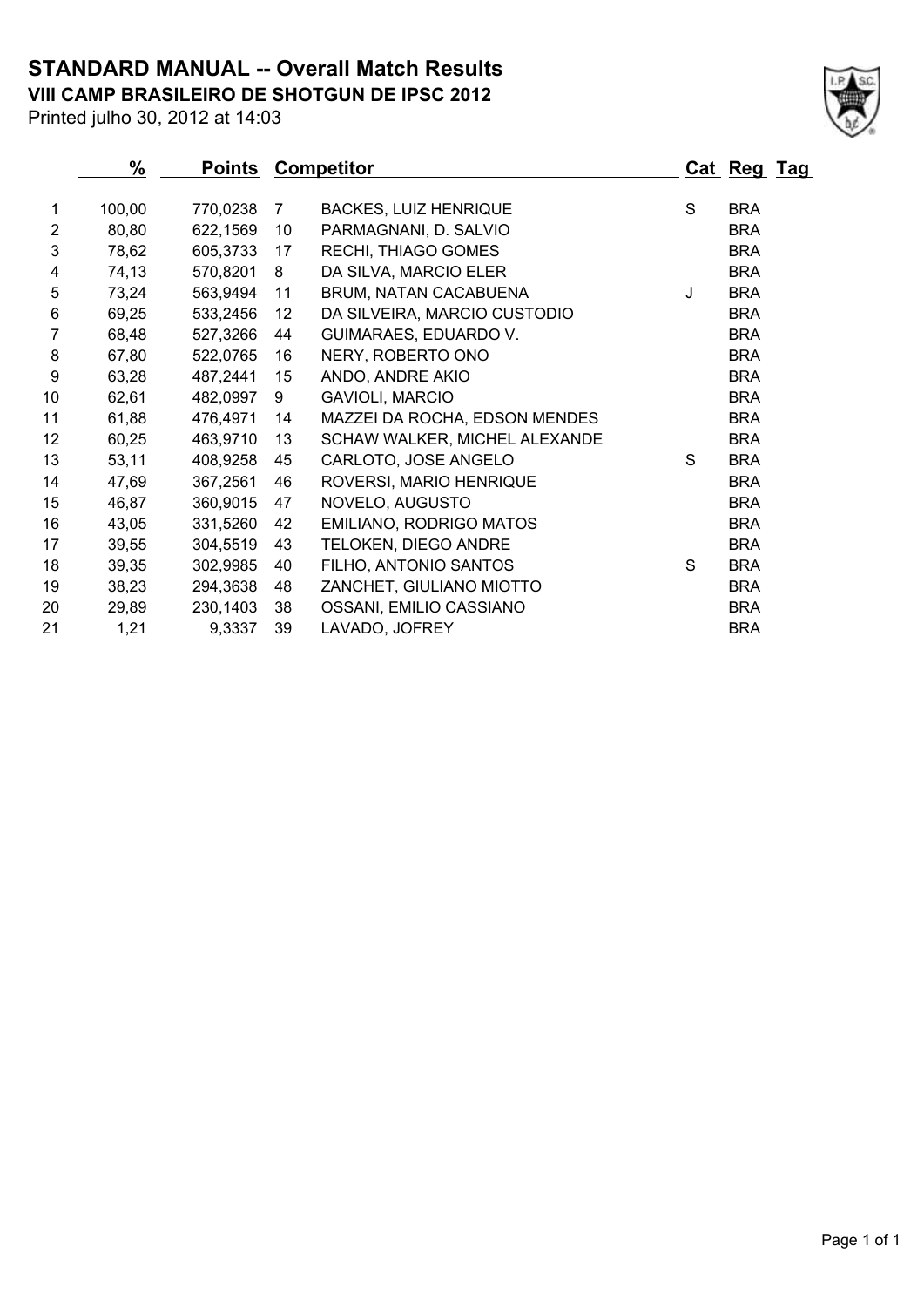# STANDARD MANUAL -- Overall Match Results

## VIII CAMP BRASILEIRO DE SHOTGUN DE IPSC 2012

Printed julho 30, 2012 at 14:03

| | % | Points | Competitor | | Cat | Reg | Tag |
|---|---|---|---|---|---|---|---|
| 1 | 100,00 | 770,0238 | 7 | BACKES, LUIZ HENRIQUE | S | BRA | |
| 2 | 80,80 | 622,1569 | 10 | PARMAGNANI, D. SALVIO | | BRA | |
| 3 | 78,62 | 605,3733 | 17 | RECHI, THIAGO GOMES | | BRA | |
| 4 | 74,13 | 570,8201 | 8 | DA SILVA, MARCIO ELER | | BRA | |
| 5 | 73,24 | 563,9494 | 11 | BRUM, NATAN CACABUENA | J | BRA | |
| 6 | 69,25 | 533,2456 | 12 | DA SILVEIRA, MARCIO CUSTODIO | | BRA | |
| 7 | 68,48 | 527,3266 | 44 | GUIMARAES, EDUARDO V. | | BRA | |
| 8 | 67,80 | 522,0765 | 16 | NERY, ROBERTO ONO | | BRA | |
| 9 | 63,28 | 487,2441 | 15 | ANDO, ANDRE AKIO | | BRA | |
| 10 | 62,61 | 482,0997 | 9 | GAVIOLI, MARCIO | | BRA | |
| 11 | 61,88 | 476,4971 | 14 | MAZZEI DA ROCHA, EDSON MENDES | | BRA | |
| 12 | 60,25 | 463,9710 | 13 | SCHAW WALKER, MICHEL ALEXANDE | | BRA | |
| 13 | 53,11 | 408,9258 | 45 | CARLOTO, JOSE ANGELO | S | BRA | |
| 14 | 47,69 | 367,2561 | 46 | ROVERSI, MARIO HENRIQUE | | BRA | |
| 15 | 46,87 | 360,9015 | 47 | NOVELO, AUGUSTO | | BRA | |
| 16 | 43,05 | 331,5260 | 42 | EMILIANO, RODRIGO MATOS | | BRA | |
| 17 | 39,55 | 304,5519 | 43 | TELOKEN, DIEGO ANDRE | | BRA | |
| 18 | 39,35 | 302,9985 | 40 | FILHO, ANTONIO SANTOS | S | BRA | |
| 19 | 38,23 | 294,3638 | 48 | ZANCHET, GIULIANO MIOTTO | | BRA | |
| 20 | 29,89 | 230,1403 | 38 | OSSANI, EMILIO CASSIANO | | BRA | |
| 21 | 1,21 | 9,3337 | 39 | LAVADO, JOFREY | | BRA | |